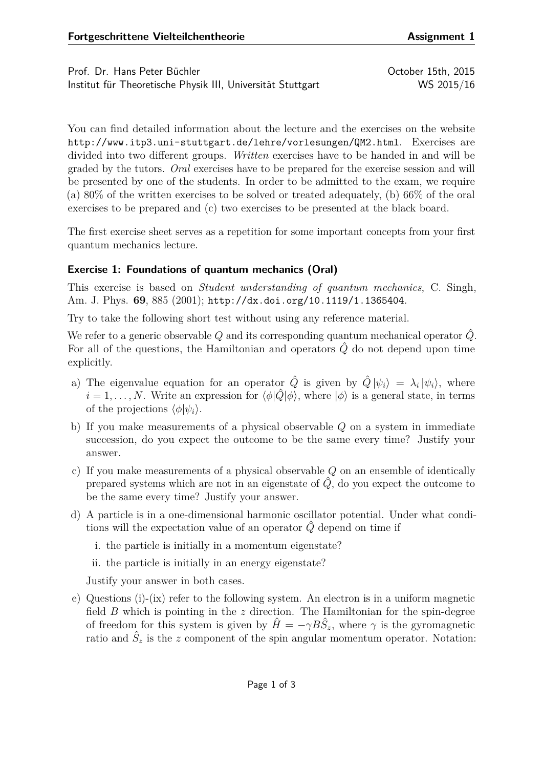Prof. Dr. Hans Peter Büchler  
Institut für Theoretische Physik III, Universität Stuttgart

October 15th, 2015  
WS 2015/16

You can find detailed information about the lecture and the exercises on the website http://www.itp3.uni-stuttgart.de/lehre/vorlesungen/QM2.html. Exercises are divided into two different groups. *Written* exercises have to be handed in and will be graded by the tutors. *Oral* exercises have to be prepared for the exercise session and will be presented by one of the students. In order to be admitted to the exam, we require (a) 80% of the written exercises to be solved or treated adequately, (b) 66% of the oral exercises to be prepared and (c) two exercises to be presented at the black board.

The first exercise sheet serves as a repetition for some important concepts from your first quantum mechanics lecture.

### Exercise 1: Foundations of quantum mechanics (Oral)

This exercise is based on *Student understanding of quantum mechanics*, C. Singh, Am. J. Phys. **69**, 885 (2001); http://dx.doi.org/10.1119/1.1365404.

Try to take the following short test without using any reference material.

We refer to a generic observable $Q$ and its corresponding quantum mechanical operator $\hat{Q}$. For all of the questions, the Hamiltonian and operators $\hat{Q}$ do not depend upon time explicitly.

a) The eigenvalue equation for an operator $\hat{Q}$ is given by $\hat{Q}\,|\psi_i\rangle = \lambda_i\,|\psi_i\rangle$, where $i = 1, \ldots, N$. Write an expression for $\langle\phi|\hat{Q}|\phi\rangle$, where $|\phi\rangle$ is a general state, in terms of the projections $\langle\phi|\psi_i\rangle$.

b) If you make measurements of a physical observable $Q$ on a system in immediate succession, do you expect the outcome to be the same every time? Justify your answer.

c) If you make measurements of a physical observable $Q$ on an ensemble of identically prepared systems which are not in an eigenstate of $\hat{Q}$, do you expect the outcome to be the same every time? Justify your answer.

d) A particle is in a one-dimensional harmonic oscillator potential. Under what conditions will the expectation value of an operator $\hat{Q}$ depend on time if

   i. the particle is initially in a momentum eigenstate?

   ii. the particle is initially in an energy eigenstate?

   Justify your answer in both cases.

e) Questions (i)-(ix) refer to the following system. An electron is in a uniform magnetic field $B$ which is pointing in the $z$ direction. The Hamiltonian for the spin-degree of freedom for this system is given by $\hat{H} = -\gamma B\hat{S}_z$, where $\gamma$ is the gyromagnetic ratio and $\hat{S}_z$ is the $z$ component of the spin angular momentum operator. Notation: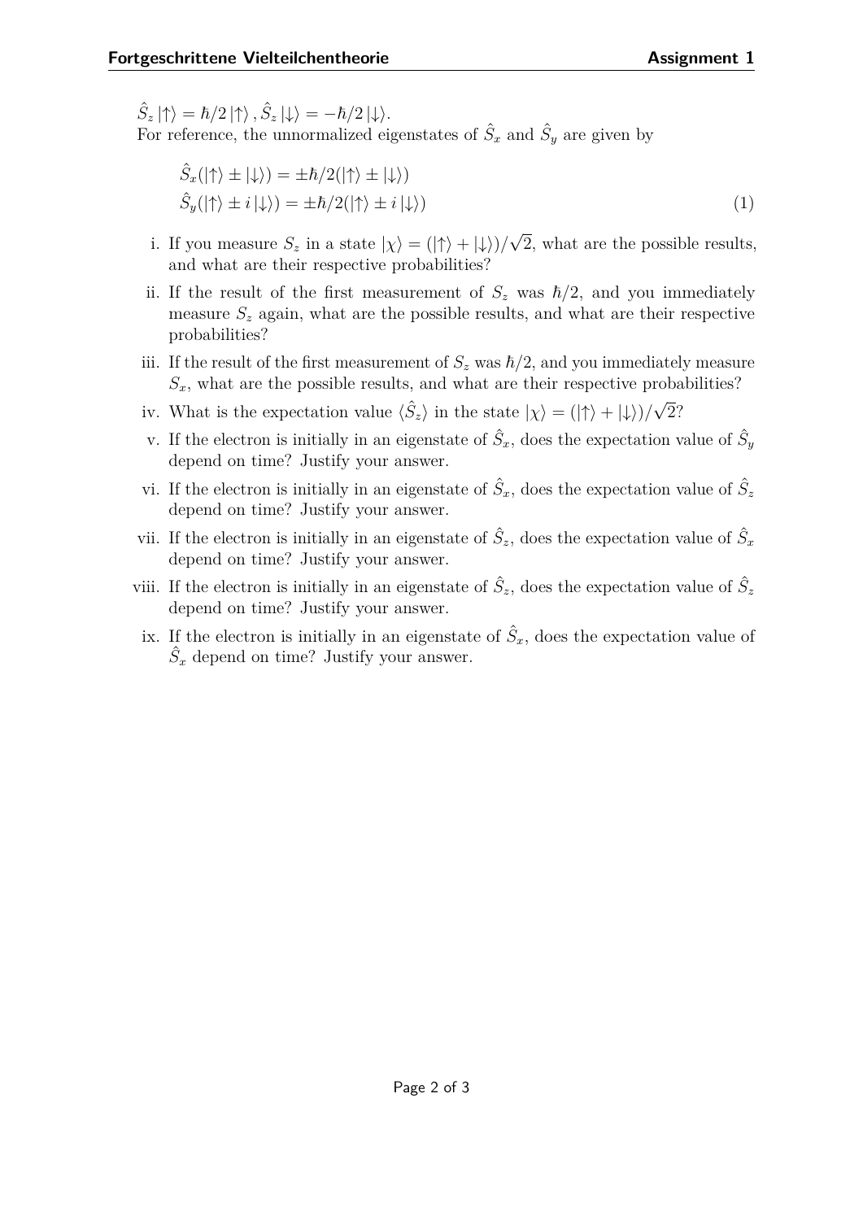$\hat{S}_z |\uparrow\rangle = \hbar/2 |\uparrow\rangle, \hat{S}_z |\downarrow\rangle = -\hbar/2 |\downarrow\rangle$.
For reference, the unnormalized eigenstates of $\hat{S}_x$ and $\hat{S}_y$ are given by

$$
\begin{aligned}
&\hat{S}_x(|\uparrow\rangle \pm |\downarrow\rangle) = \pm\hbar/2(|\uparrow\rangle \pm |\downarrow\rangle) \\
&\hat{S}_y(|\uparrow\rangle \pm i\,|\downarrow\rangle) = \pm\hbar/2(|\uparrow\rangle \pm i\,|\downarrow\rangle)
\end{aligned}
\tag{1}
$$

i. If you measure $S_z$ in a state $|\chi\rangle = (|\uparrow\rangle + |\downarrow\rangle)/\sqrt{2}$, what are the possible results, and what are their respective probabilities?

ii. If the result of the first measurement of $S_z$ was $\hbar/2$, and you immediately measure $S_z$ again, what are the possible results, and what are their respective probabilities?

iii. If the result of the first measurement of $S_z$ was $\hbar/2$, and you immediately measure $S_x$, what are the possible results, and what are their respective probabilities?

iv. What is the expectation value $\langle\hat{S}_z\rangle$ in the state $|\chi\rangle = (|\uparrow\rangle + |\downarrow\rangle)/\sqrt{2}$?

v. If the electron is initially in an eigenstate of $\hat{S}_x$, does the expectation value of $\hat{S}_y$ depend on time? Justify your answer.

vi. If the electron is initially in an eigenstate of $\hat{S}_x$, does the expectation value of $\hat{S}_z$ depend on time? Justify your answer.

vii. If the electron is initially in an eigenstate of $\hat{S}_z$, does the expectation value of $\hat{S}_x$ depend on time? Justify your answer.

viii. If the electron is initially in an eigenstate of $\hat{S}_z$, does the expectation value of $\hat{S}_z$ depend on time? Justify your answer.

ix. If the electron is initially in an eigenstate of $\hat{S}_x$, does the expectation value of $\hat{S}_x$ depend on time? Justify your answer.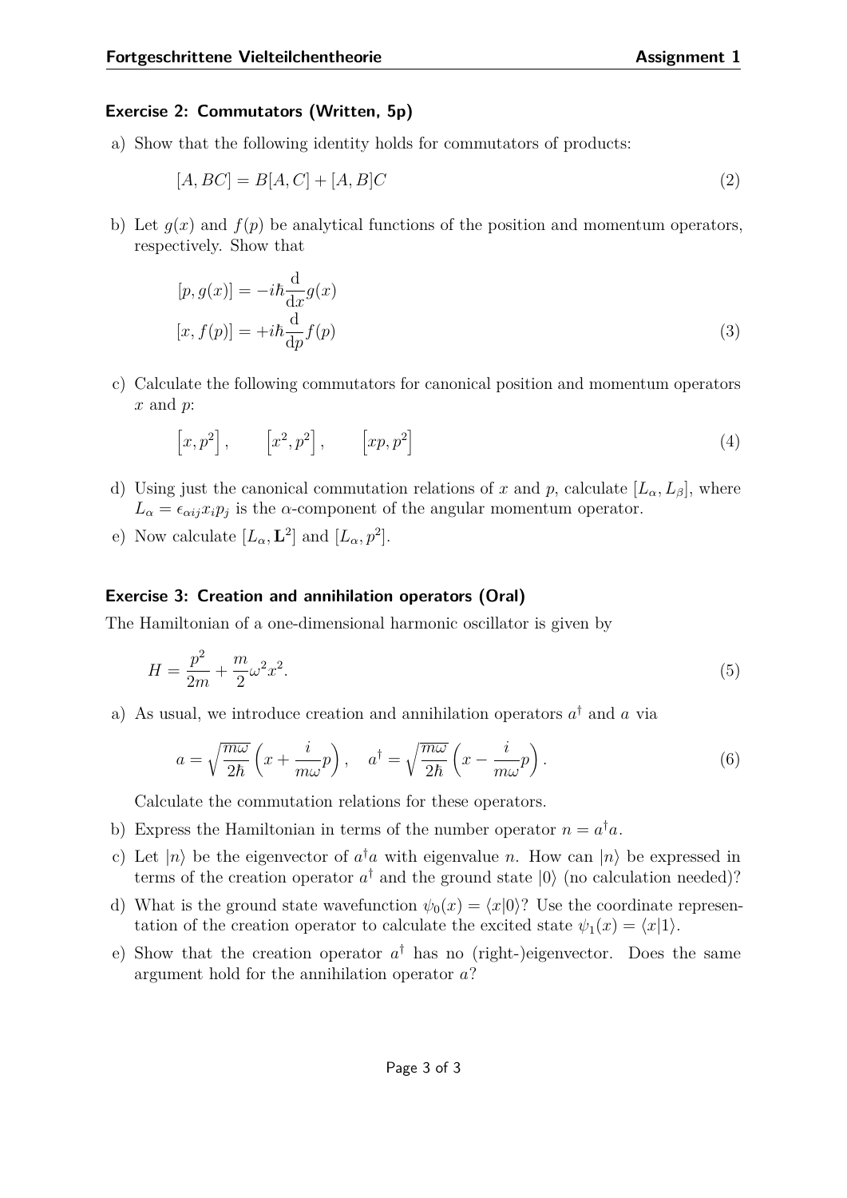### Exercise 2: Commutators (Written, 5p)

a) Show that the following identity holds for commutators of products:

$$[A, BC] = B[A, C] + [A, B]C \tag{2}$$

b) Let $g(x)$ and $f(p)$ be analytical functions of the position and momentum operators, respectively. Show that

$$\begin{aligned} [p, g(x)] &= -i\hbar \frac{\mathrm{d}}{\mathrm{d}x} g(x) \\ [x, f(p)] &= +i\hbar \frac{\mathrm{d}}{\mathrm{d}p} f(p) \end{aligned} \tag{3}$$

c) Calculate the following commutators for canonical position and momentum operators $x$ and $p$:

$$\left[x, p^2\right], \qquad \left[x^2, p^2\right], \qquad \left[xp, p^2\right] \tag{4}$$

d) Using just the canonical commutation relations of $x$ and $p$, calculate $[L_\alpha, L_\beta]$, where $L_\alpha = \epsilon_{\alpha ij} x_i p_j$ is the $\alpha$-component of the angular momentum operator.

e) Now calculate $[L_\alpha, \mathbf{L}^2]$ and $[L_\alpha, p^2]$.

### Exercise 3: Creation and annihilation operators (Oral)

The Hamiltonian of a one-dimensional harmonic oscillator is given by

$$H = \frac{p^2}{2m} + \frac{m}{2}\omega^2 x^2. \tag{5}$$

a) As usual, we introduce creation and annihilation operators $a^\dagger$ and $a$ via

$$a = \sqrt{\frac{m\omega}{2\hbar}}\left(x + \frac{i}{m\omega}p\right), \quad a^\dagger = \sqrt{\frac{m\omega}{2\hbar}}\left(x - \frac{i}{m\omega}p\right). \tag{6}$$

Calculate the commutation relations for these operators.

b) Express the Hamiltonian in terms of the number operator $n = a^\dagger a$.

c) Let $|n\rangle$ be the eigenvector of $a^\dagger a$ with eigenvalue $n$. How can $|n\rangle$ be expressed in terms of the creation operator $a^\dagger$ and the ground state $|0\rangle$ (no calculation needed)?

d) What is the ground state wavefunction $\psi_0(x) = \langle x|0\rangle$? Use the coordinate representation of the creation operator to calculate the excited state $\psi_1(x) = \langle x|1\rangle$.

e) Show that the creation operator $a^\dagger$ has no (right-)eigenvector. Does the same argument hold for the annihilation operator $a$?